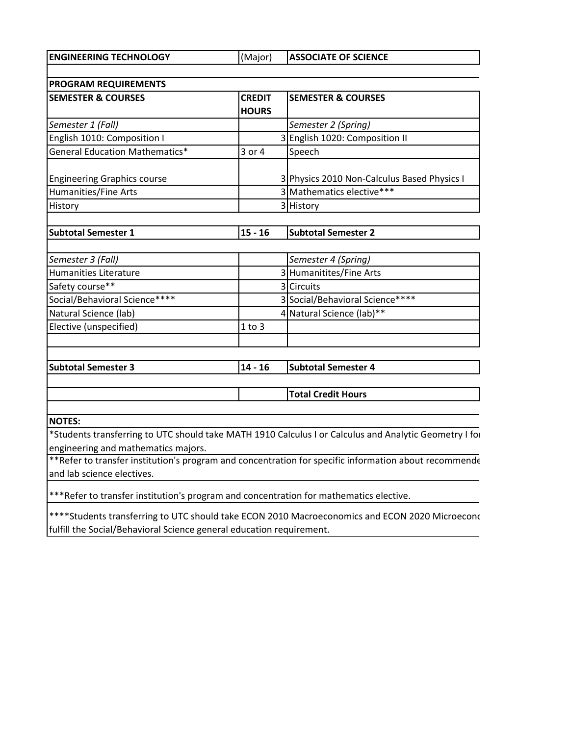| ENGINEERING TECHNOLOGY | (Major) | ASSOCIATE OF SCIENCE |
|---|---|---|
| | | |
| **PROGRAM REQUIREMENTS** | | |
| **SEMESTER & COURSES** | **CREDIT HOURS** | **SEMESTER & COURSES** |
| *Semester 1 (Fall)* | | *Semester 2 (Spring)* |
| English 1010: Composition I | 3 | English 1020: Composition II |
| General Education Mathematics* | 3 or 4 | Speech |
| Engineering Graphics course | 3 | Physics 2010 Non-Calculus Based Physics I |
| Humanities/Fine Arts | 3 | Mathematics elective*** |
| History | 3 | History |
| | | |
| **Subtotal Semester 1** | **15 - 16** | **Subtotal Semester 2** |
| | | |
| *Semester 3 (Fall)* | | *Semester 4 (Spring)* |
| Humanities Literature | 3 | Humanitites/Fine Arts |
| Safety course** | 3 | Circuits |
| Social/Behavioral Science**** | 3 | Social/Behavioral Science**** |
| Natural Science (lab) | 4 | Natural Science (lab)** |
| Elective (unspecified) | 1 to 3 | |
| | | |
| **Subtotal Semester 3** | **14 - 16** | **Subtotal Semester 4** |
| | | |
| | | **Total Credit Hours** |

**NOTES:**

*Students transferring to UTC should take MATH 1910 Calculus I or Calculus and Analytic Geometry I for engineering and mathematics majors.

**Refer to transfer institution's program and concentration for specific information about recommende and lab science electives.

***Refer to transfer institution's program and concentration for mathematics elective.

****Students transferring to UTC should take ECON 2010 Macroeconomics and ECON 2020 Microecono fulfill the Social/Behavioral Science general education requirement.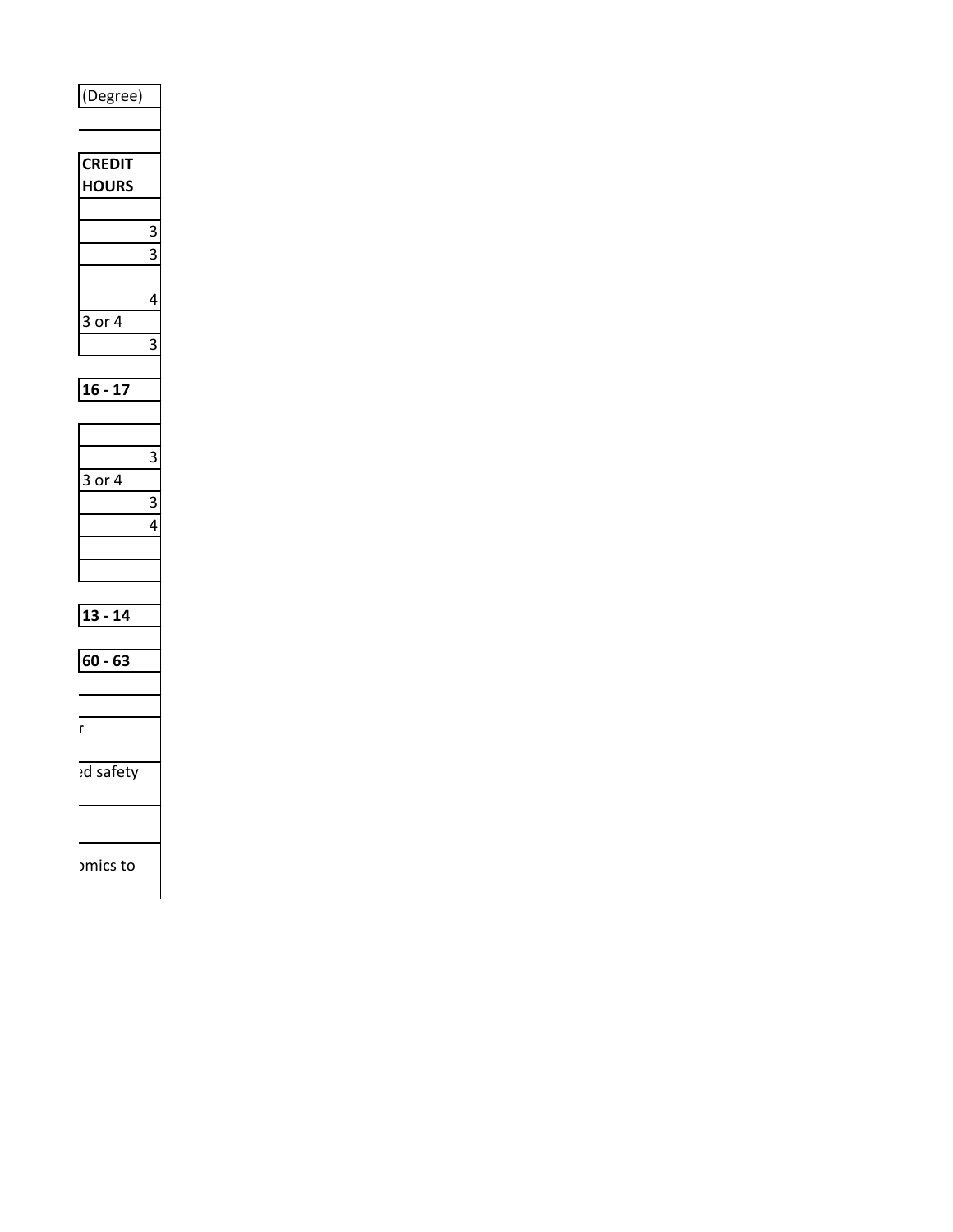| (Degree) |
|---|
| |
| **CREDIT HOURS** |
| |
| 3 |
| 3 |
| 4 |
| 3 or 4 |
| 3 |
| |
| **16 - 17** |
| |
| |
| 3 |
| 3 or 4 |
| 3 |
| 4 |
| |
| |
| |
| **13 - 14** |
| |
| **60 - 63** |
| |
| |
| r |
| ed safety |
| |
| omics to |